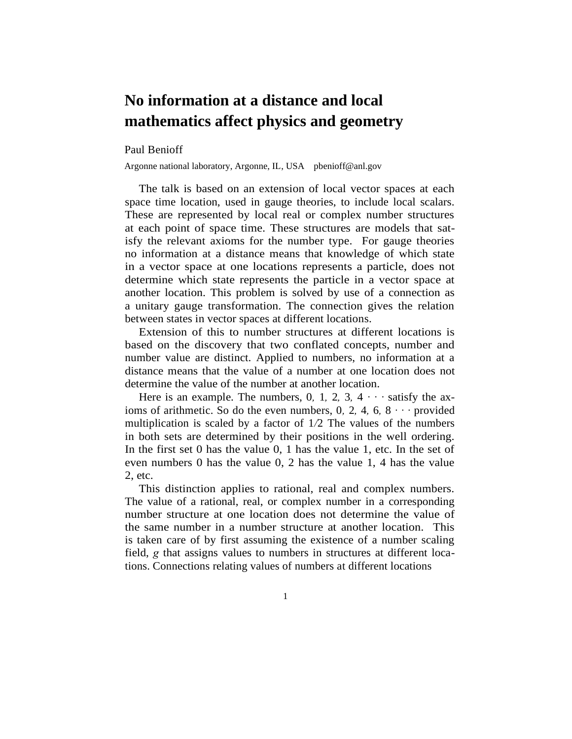# No information at a distance and local mathematics affect physics and geometry

Paul Benioff

Argonne national laboratory, Argonne, IL, USA pbenioff@anl.gov

The talk is based on an extension of local vector spaces at each space time location, used in gauge theories, to include local scalars. These are represented by local real or complex number structures at each point of space time. These structures are models that satisfy the relevant axioms for the number type. For gauge theories no information at a distance means that knowledge of which state in a vector space at one locations represents a particle, does not determine which state represents the particle in a vector space at another location. This problem is solved by use of a connection as a unitary gauge transformation. The connection gives the relation between states in vector spaces at different locations.

Extension of this to number structures at different locations is based on the discovery that two conflated concepts, number and number value are distinct. Applied to numbers, no information at a distance means that the value of a number at one location does not determine the value of the number at another location.

Here is an example. The numbers, $0, 1, 2, 3, 4 \cdots$ satisfy the axioms of arithmetic. So do the even numbers, $0, 2, 4, 6, 8 \cdots$ provided multiplication is scaled by a factor of $1/2$ The values of the numbers in both sets are determined by their positions in the well ordering. In the first set 0 has the value 0, 1 has the value 1, etc. In the set of even numbers 0 has the value 0, 2 has the value 1, 4 has the value 2, etc.

This distinction applies to rational, real and complex numbers. The value of a rational, real, or complex number in a corresponding number structure at one location does not determine the value of the same number in a number structure at another location. This is taken care of by first assuming the existence of a number scaling field, $g$ that assigns values to numbers in structures at different locations. Connections relating values of numbers at different locations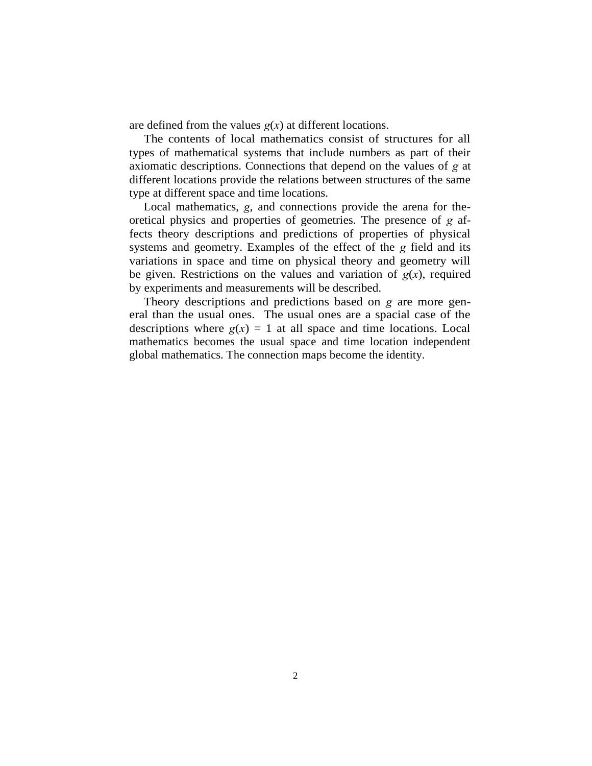are defined from the values $g(x)$ at different locations.

The contents of local mathematics consist of structures for all types of mathematical systems that include numbers as part of their axiomatic descriptions. Connections that depend on the values of $g$ at different locations provide the relations between structures of the same type at different space and time locations.

Local mathematics, $g$, and connections provide the arena for theoretical physics and properties of geometries. The presence of $g$ affects theory descriptions and predictions of properties of physical systems and geometry. Examples of the effect of the $g$ field and its variations in space and time on physical theory and geometry will be given. Restrictions on the values and variation of $g(x)$, required by experiments and measurements will be described.

Theory descriptions and predictions based on $g$ are more general than the usual ones. The usual ones are a spacial case of the descriptions where $g(x) = 1$ at all space and time locations. Local mathematics becomes the usual space and time location independent global mathematics. The connection maps become the identity.